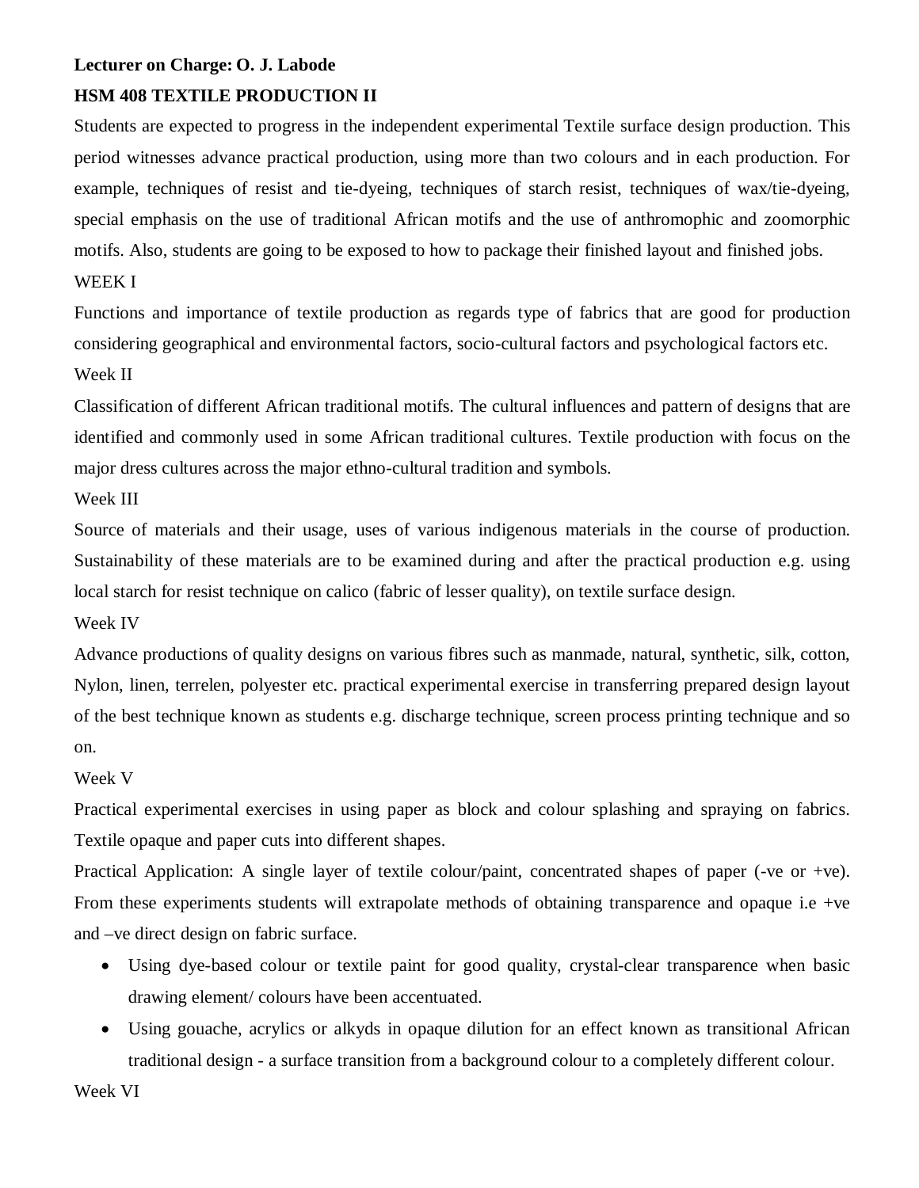**Lecturer on Charge: O. J. Labode**

**HSM 408 TEXTILE PRODUCTION II**

Students are expected to progress in the independent experimental Textile surface design production. This period witnesses advance practical production, using more than two colours and in each production. For example, techniques of resist and tie-dyeing, techniques of starch resist, techniques of wax/tie-dyeing, special emphasis on the use of traditional African motifs and the use of anthromophic and zoomorphic motifs. Also, students are going to be exposed to how to package their finished layout and finished jobs.

WEEK I

Functions and importance of textile production as regards type of fabrics that are good for production considering geographical and environmental factors, socio-cultural factors and psychological factors etc.

Week II

Classification of different African traditional motifs. The cultural influences and pattern of designs that are identified and commonly used in some African traditional cultures. Textile production with focus on the major dress cultures across the major ethno-cultural tradition and symbols.

Week III

Source of materials and their usage, uses of various indigenous materials in the course of production. Sustainability of these materials are to be examined during and after the practical production e.g. using local starch for resist technique on calico (fabric of lesser quality), on textile surface design.

Week IV

Advance productions of quality designs on various fibres such as manmade, natural, synthetic, silk, cotton, Nylon, linen, terrelen, polyester etc. practical experimental exercise in transferring prepared design layout of the best technique known as students e.g. discharge technique, screen process printing technique and so on.

Week V

Practical experimental exercises in using paper as block and colour splashing and spraying on fabrics. Textile opaque and paper cuts into different shapes.

Practical Application: A single layer of textile colour/paint, concentrated shapes of paper (-ve or +ve). From these experiments students will extrapolate methods of obtaining transparence and opaque i.e +ve and –ve direct design on fabric surface.

- Using dye-based colour or textile paint for good quality, crystal-clear transparence when basic drawing element/ colours have been accentuated.
- Using gouache, acrylics or alkyds in opaque dilution for an effect known as transitional African traditional design - a surface transition from a background colour to a completely different colour.

Week VI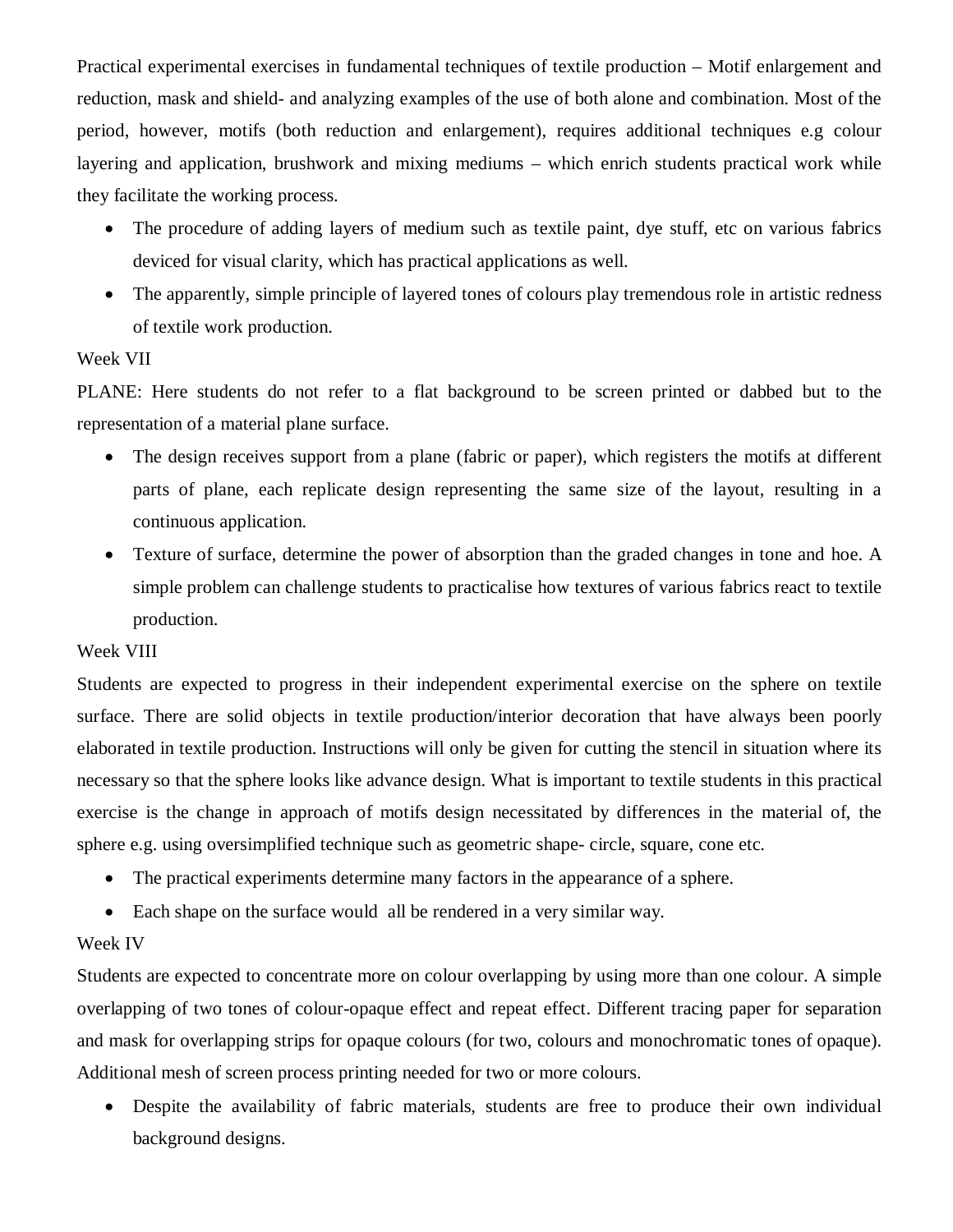Practical experimental exercises in fundamental techniques of textile production – Motif enlargement and reduction, mask and shield- and analyzing examples of the use of both alone and combination. Most of the period, however, motifs (both reduction and enlargement), requires additional techniques e.g colour layering and application, brushwork and mixing mediums – which enrich students practical work while they facilitate the working process.

- The procedure of adding layers of medium such as textile paint, dye stuff, etc on various fabrics deviced for visual clarity, which has practical applications as well.
- The apparently, simple principle of layered tones of colours play tremendous role in artistic redness of textile work production.

Week VII

PLANE: Here students do not refer to a flat background to be screen printed or dabbed but to the representation of a material plane surface.

- The design receives support from a plane (fabric or paper), which registers the motifs at different parts of plane, each replicate design representing the same size of the layout, resulting in a continuous application.
- Texture of surface, determine the power of absorption than the graded changes in tone and hoe. A simple problem can challenge students to practicalise how textures of various fabrics react to textile production.

Week VIII

Students are expected to progress in their independent experimental exercise on the sphere on textile surface. There are solid objects in textile production/interior decoration that have always been poorly elaborated in textile production. Instructions will only be given for cutting the stencil in situation where its necessary so that the sphere looks like advance design. What is important to textile students in this practical exercise is the change in approach of motifs design necessitated by differences in the material of, the sphere e.g. using oversimplified technique such as geometric shape- circle, square, cone etc.

- The practical experiments determine many factors in the appearance of a sphere.
- Each shape on the surface would all be rendered in a very similar way.

Week IV

Students are expected to concentrate more on colour overlapping by using more than one colour. A simple overlapping of two tones of colour-opaque effect and repeat effect. Different tracing paper for separation and mask for overlapping strips for opaque colours (for two, colours and monochromatic tones of opaque). Additional mesh of screen process printing needed for two or more colours.

- Despite the availability of fabric materials, students are free to produce their own individual background designs.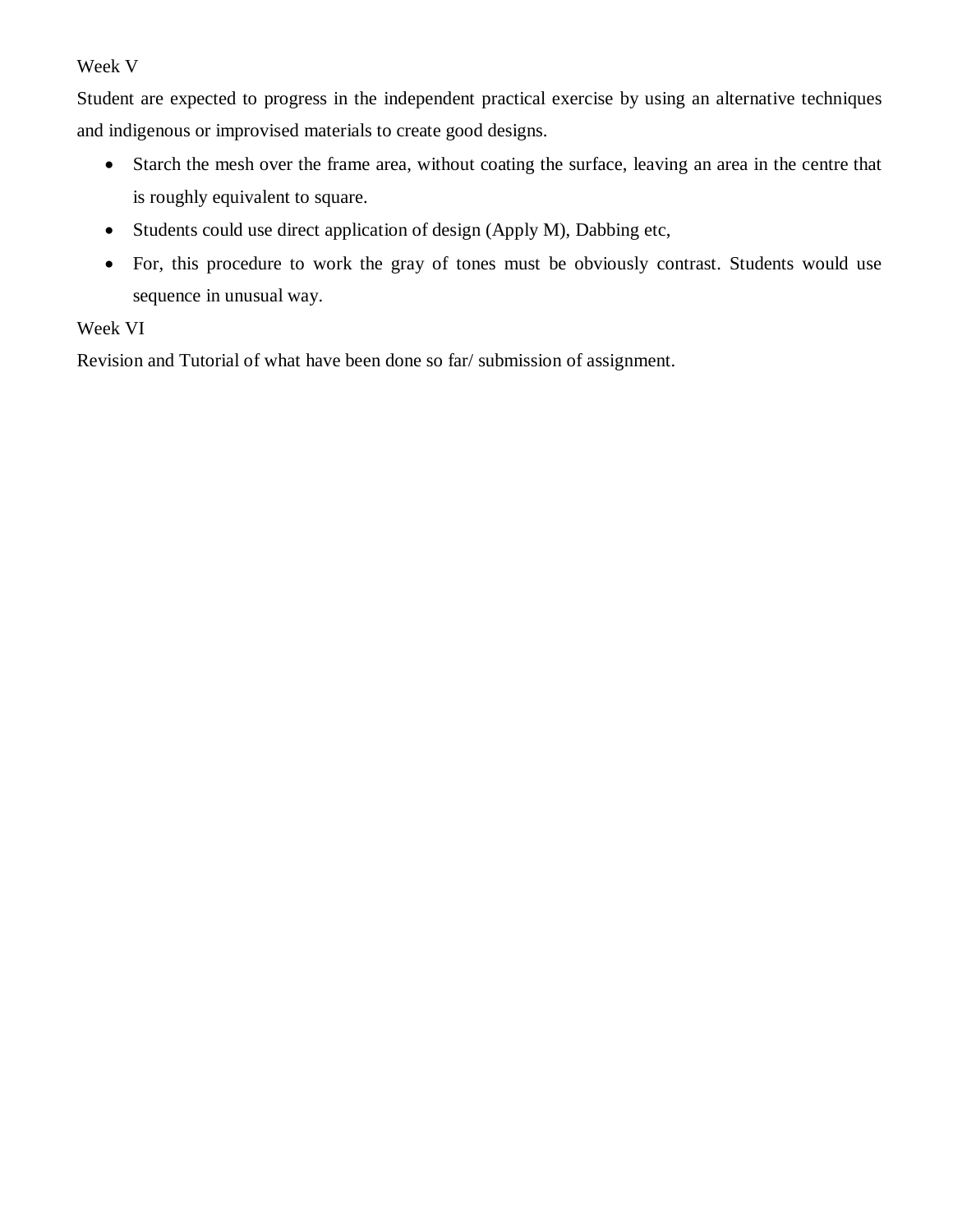Week V

Student are expected to progress in the independent practical exercise by using an alternative techniques and indigenous or improvised materials to create good designs.

- Starch the mesh over the frame area, without coating the surface, leaving an area in the centre that is roughly equivalent to square.
- Students could use direct application of design (Apply M), Dabbing etc,
- For, this procedure to work the gray of tones must be obviously contrast. Students would use sequence in unusual way.

Week VI

Revision and Tutorial of what have been done so far/ submission of assignment.